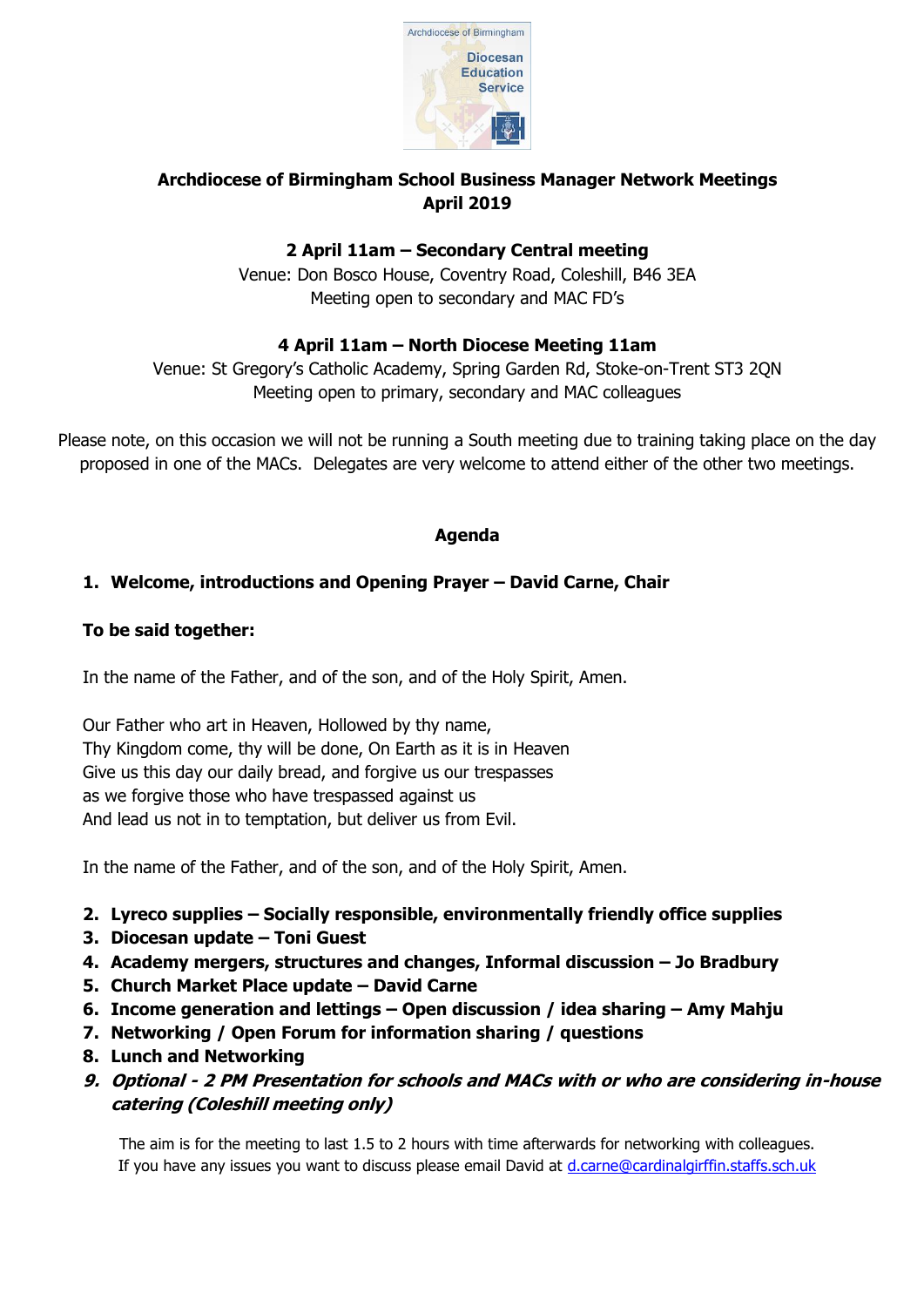Archdiocese of Birmingham

Diocesan Education Service

# Archdiocese of Birmingham School Business Manager Network Meetings April 2019

**2 April 11am – Secondary Central meeting**

Venue: Don Bosco House, Coventry Road, Coleshill, B46 3EA
Meeting open to secondary and MAC FD's

**4 April 11am – North Diocese Meeting 11am**

Venue: St Gregory's Catholic Academy, Spring Garden Rd, Stoke-on-Trent ST3 2QN
Meeting open to primary, secondary and MAC colleagues

Please note, on this occasion we will not be running a South meeting due to training taking place on the day proposed in one of the MACs. Delegates are very welcome to attend either of the other two meetings.

## Agenda

1. **Welcome, introductions and Opening Prayer – David Carne, Chair**

**To be said together:**

In the name of the Father, and of the son, and of the Holy Spirit, Amen.

Our Father who art in Heaven, Hollowed by thy name,
Thy Kingdom come, thy will be done, On Earth as it is in Heaven
Give us this day our daily bread, and forgive us our trespasses
as we forgive those who have trespassed against us
And lead us not in to temptation, but deliver us from Evil.

In the name of the Father, and of the son, and of the Holy Spirit, Amen.

2. **Lyreco supplies – Socially responsible, environmentally friendly office supplies**
3. **Diocesan update – Toni Guest**
4. **Academy mergers, structures and changes, Informal discussion – Jo Bradbury**
5. **Church Market Place update – David Carne**
6. **Income generation and lettings – Open discussion / idea sharing – Amy Mahju**
7. **Networking / Open Forum for information sharing / questions**
8. **Lunch and Networking**
9. ***Optional - 2 PM Presentation for schools and MACs with or who are considering in-house catering (Coleshill meeting only)***

The aim is for the meeting to last 1.5 to 2 hours with time afterwards for networking with colleagues.
If you have any issues you want to discuss please email David at d.carne@cardinalgirffin.staffs.sch.uk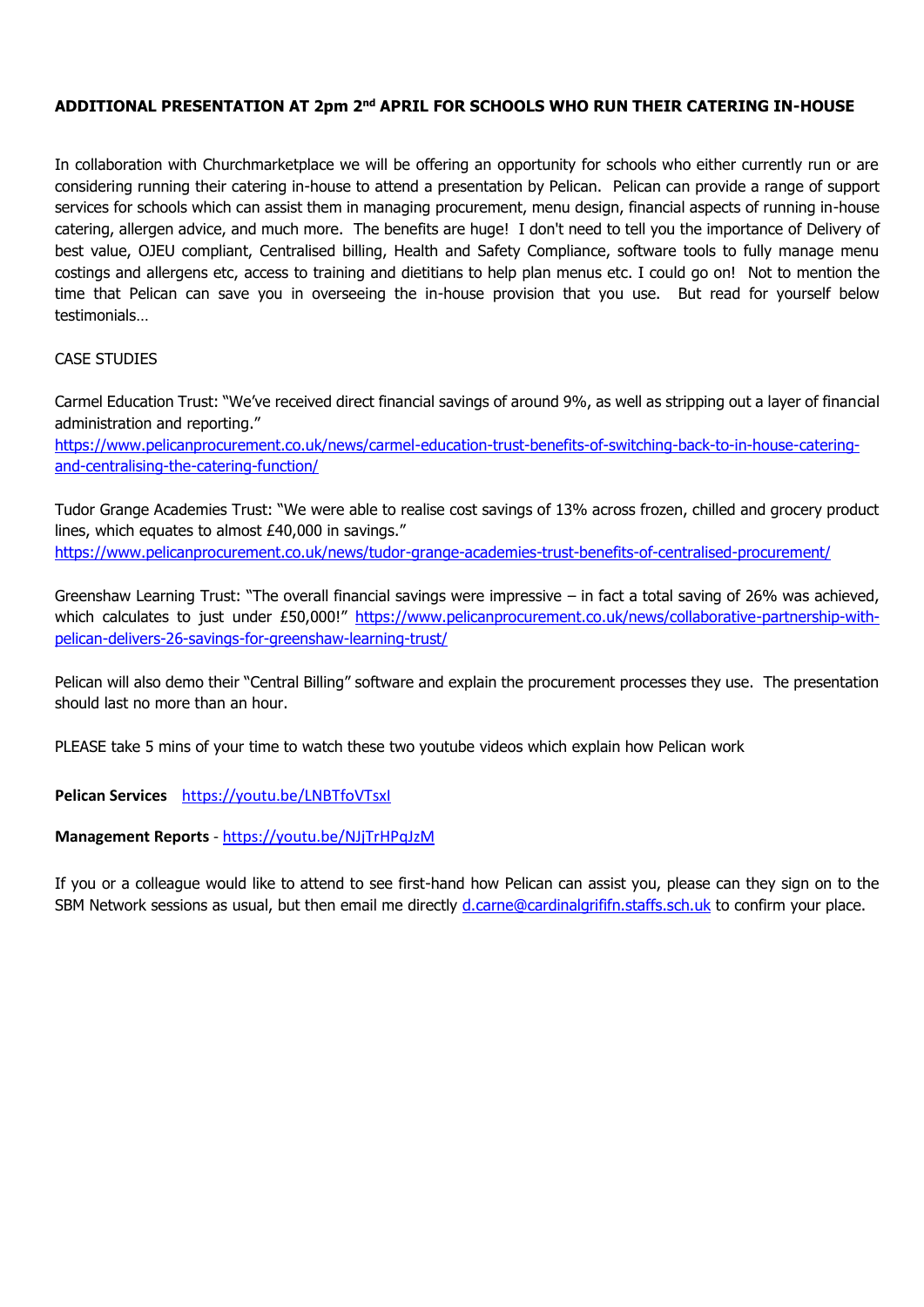**ADDITIONAL PRESENTATION AT 2pm 2nd APRIL FOR SCHOOLS WHO RUN THEIR CATERING IN-HOUSE**

In collaboration with Churchmarketplace we will be offering an opportunity for schools who either currently run or are considering running their catering in-house to attend a presentation by Pelican. Pelican can provide a range of support services for schools which can assist them in managing procurement, menu design, financial aspects of running in-house catering, allergen advice, and much more. The benefits are huge! I don't need to tell you the importance of Delivery of best value, OJEU compliant, Centralised billing, Health and Safety Compliance, software tools to fully manage menu costings and allergens etc, access to training and dietitians to help plan menus etc. I could go on! Not to mention the time that Pelican can save you in overseeing the in-house provision that you use. But read for yourself below testimonials…

CASE STUDIES

Carmel Education Trust: "We've received direct financial savings of around 9%, as well as stripping out a layer of financial administration and reporting."
https://www.pelicanprocurement.co.uk/news/carmel-education-trust-benefits-of-switching-back-to-in-house-catering-and-centralising-the-catering-function/

Tudor Grange Academies Trust: "We were able to realise cost savings of 13% across frozen, chilled and grocery product lines, which equates to almost £40,000 in savings."
https://www.pelicanprocurement.co.uk/news/tudor-grange-academies-trust-benefits-of-centralised-procurement/

Greenshaw Learning Trust: "The overall financial savings were impressive – in fact a total saving of 26% was achieved, which calculates to just under £50,000!" https://www.pelicanprocurement.co.uk/news/collaborative-partnership-with-pelican-delivers-26-savings-for-greenshaw-learning-trust/

Pelican will also demo their "Central Billing" software and explain the procurement processes they use. The presentation should last no more than an hour.

PLEASE take 5 mins of your time to watch these two youtube videos which explain how Pelican work

**Pelican Services** https://youtu.be/LNBTfoVTsxI

**Management Reports** - https://youtu.be/NJjTrHPqJzM

If you or a colleague would like to attend to see first-hand how Pelican can assist you, please can they sign on to the SBM Network sessions as usual, but then email me directly d.carne@cardinalgrififn.staffs.sch.uk to confirm your place.